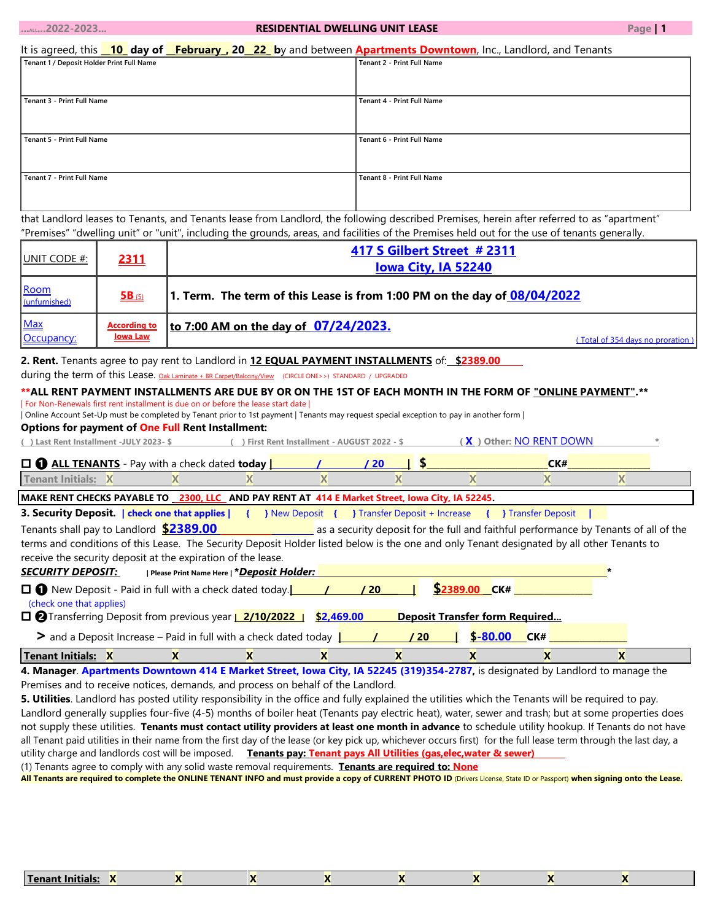...ALL...2022-2023... **RESIDENTIAL DWELLING UNIT LEASE**

It is agreed, this __10__ day of __February__, 20__22__ by and between Apartments Downtown, Inc., Landlord, and Tenants

| Tenant 1 / Deposit Holder Print Full Name | Tenant 2 - Print Full Name |
|---|---|
| | |
| Tenant 3 - Print Full Name | Tenant 4 - Print Full Name |
| | |
| Tenant 5 - Print Full Name | Tenant 6 - Print Full Name |
| | |
| Tenant 7 - Print Full Name | Tenant 8 - Print Full Name |
| | |

that Landlord leases to Tenants, and Tenants lease from Landlord, the following described Premises, herein after referred to as "apartment" "Premises" "dwelling unit" or "unit", including the grounds, areas, and facilities of the Premises held out for the use of tenants generally.

| UNIT CODE #: | 2311 | 417 S Gilbert Street # 2311 Iowa City, IA 52240 |
|---|---|---|
| Room (unfurnished) | 5B (5) | **1. Term. The term of this Lease is from 1:00 PM on the day of 08/04/2022** |
| Max Occupancy: | According to Iowa Law | **to 7:00 AM on the day of 07/24/2023.** ( Total of 354 days no proration ) |

**2. Rent.** Tenants agree to pay rent to Landlord in **12 EQUAL PAYMENT INSTALLMENTS** of: $2389.00 during the term of this Lease. Oak Laminate + BR Carpet/Balcony/View (CIRCLE ONE>>) STANDARD / UPGRADED

**\*\*ALL RENT PAYMENT INSTALLMENTS ARE DUE BY OR ON THE 1ST OF EACH MONTH IN THE FORM OF "ONLINE PAYMENT".\*\***

| For Non-Renewals first rent installment is due on or before the lease start date |

| Online Account Set-Up must be completed by Tenant prior to 1st payment | Tenants may request special exception to pay in another form |

**Options for payment of One Full Rent Installment:**

( ) Last Rent Installment -JULY 2023- $ ( ) First Rent Installment - AUGUST 2022 - $ ( X ) Other: NO RENT DOWN *

☐ ❶ **ALL TENANTS** - Pay with a check dated **today** | / / 20 | $ CK#

| Tenant Initials: | X | X | X | X | X | X | X | X |
|---|---|---|---|---|---|---|---|---|

**MAKE RENT CHECKS PAYABLE TO 2300, LLC AND PAY RENT AT 414 E Market Street, Iowa City, IA 52245.**

**3. Security Deposit.** | check one that applies | { } New Deposit { } Transfer Deposit + Increase { } Transfer Deposit |

Tenants shall pay to Landlord **$2389.00** as a security deposit for the full and faithful performance by Tenants of all of the terms and conditions of this Lease. The Security Deposit Holder listed below is the one and only Tenant designated by all other Tenants to receive the security deposit at the expiration of the lease.

***SECURITY DEPOSIT:*** | Please Print Name Here | ****Deposit Holder:*** *

☐ ❶ New Deposit - Paid in full with a check dated today. | / / 20 | **$2389.00** CK#

(check one that applies)

☐ ❷ Transferring Deposit from previous year | 2/10/2022 | **$2,469.00** **Deposit Transfer form Required...**

> and a Deposit Increase – Paid in full with a check dated today | / / 20 | **$-80.00** CK#

| Tenant Initials: | X | X | X | X | X | X | X | X |
|---|---|---|---|---|---|---|---|---|

**4. Manager.** **Apartments Downtown 414 E Market Street, Iowa City, IA 52245 (319)354-2787,** is designated by Landlord to manage the Premises and to receive notices, demands, and process on behalf of the Landlord.

**5. Utilities**. Landlord has posted utility responsibility in the office and fully explained the utilities which the Tenants will be required to pay. Landlord generally supplies four-five (4-5) months of boiler heat (Tenants pay electric heat), water, sewer and trash; but at some properties does not supply these utilities. **Tenants must contact utility providers at least one month in advance** to schedule utility hookup. If Tenants do not have all Tenant paid utilities in their name from the first day of the lease (or key pick up, whichever occurs first) for the full lease term through the last day, a utility charge and landlords cost will be imposed. **Tenants pay: Tenant pays All Utilities (gas,elec,water & sewer)**

(1) Tenants agree to comply with any solid waste removal requirements. **Tenants are required to: None**

**All Tenants are required to complete the ONLINE TENANT INFO and must provide a copy of CURRENT PHOTO ID** (Drivers License, State ID or Passport) **when signing onto the Lease.**

| Tenant Initials: | X | X | X | X | X | X | X | X |
|---|---|---|---|---|---|---|---|---|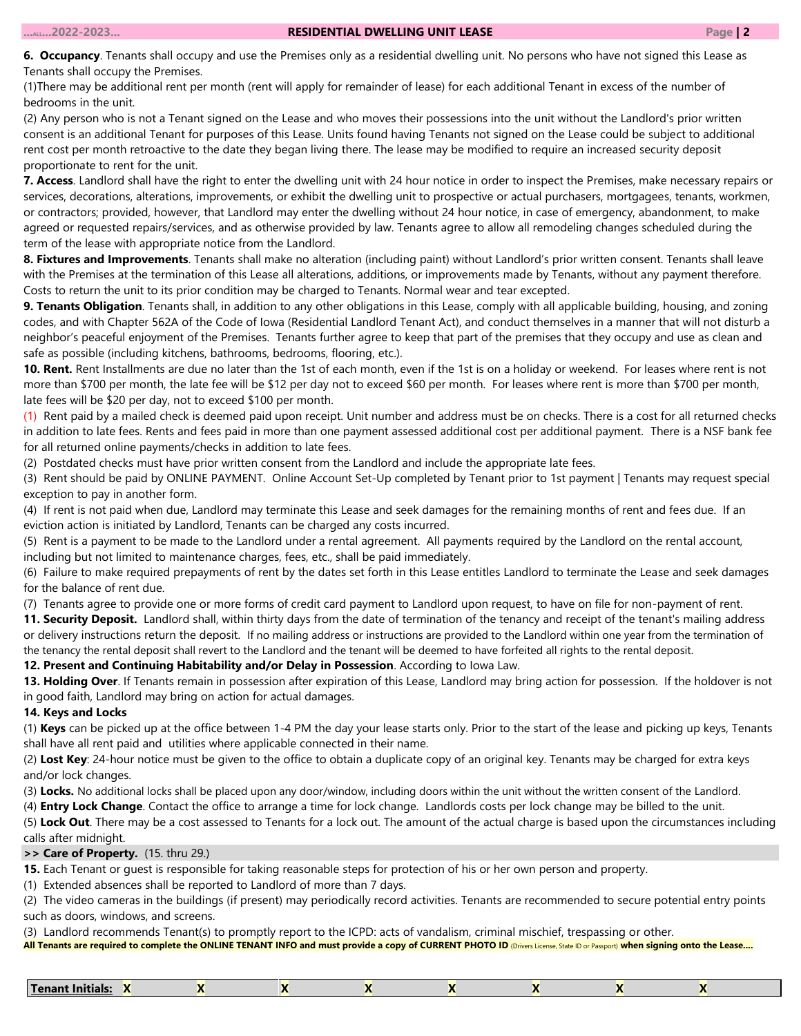**6. Occupancy**. Tenants shall occupy and use the Premises only as a residential dwelling unit. No persons who have not signed this Lease as Tenants shall occupy the Premises.

(1)There may be additional rent per month (rent will apply for remainder of lease) for each additional Tenant in excess of the number of bedrooms in the unit.

(2) Any person who is not a Tenant signed on the Lease and who moves their possessions into the unit without the Landlord's prior written consent is an additional Tenant for purposes of this Lease. Units found having Tenants not signed on the Lease could be subject to additional rent cost per month retroactive to the date they began living there. The lease may be modified to require an increased security deposit proportionate to rent for the unit.

**7. Access**. Landlord shall have the right to enter the dwelling unit with 24 hour notice in order to inspect the Premises, make necessary repairs or services, decorations, alterations, improvements, or exhibit the dwelling unit to prospective or actual purchasers, mortgagees, tenants, workmen, or contractors; provided, however, that Landlord may enter the dwelling without 24 hour notice, in case of emergency, abandonment, to make agreed or requested repairs/services, and as otherwise provided by law. Tenants agree to allow all remodeling changes scheduled during the term of the lease with appropriate notice from the Landlord.

**8. Fixtures and Improvements**. Tenants shall make no alteration (including paint) without Landlord's prior written consent. Tenants shall leave with the Premises at the termination of this Lease all alterations, additions, or improvements made by Tenants, without any payment therefore. Costs to return the unit to its prior condition may be charged to Tenants. Normal wear and tear excepted.

**9. Tenants Obligation**. Tenants shall, in addition to any other obligations in this Lease, comply with all applicable building, housing, and zoning codes, and with Chapter 562A of the Code of Iowa (Residential Landlord Tenant Act), and conduct themselves in a manner that will not disturb a neighbor's peaceful enjoyment of the Premises. Tenants further agree to keep that part of the premises that they occupy and use as clean and safe as possible (including kitchens, bathrooms, bedrooms, flooring, etc.).

**10. Rent.** Rent Installments are due no later than the 1st of each month, even if the 1st is on a holiday or weekend. For leases where rent is not more than $700 per month, the late fee will be $12 per day not to exceed $60 per month. For leases where rent is more than $700 per month, late fees will be $20 per day, not to exceed $100 per month.

(1) Rent paid by a mailed check is deemed paid upon receipt. Unit number and address must be on checks. There is a cost for all returned checks in addition to late fees. Rents and fees paid in more than one payment assessed additional cost per additional payment. There is a NSF bank fee for all returned online payments/checks in addition to late fees.

(2) Postdated checks must have prior written consent from the Landlord and include the appropriate late fees.

(3) Rent should be paid by ONLINE PAYMENT. Online Account Set-Up completed by Tenant prior to 1st payment | Tenants may request special exception to pay in another form.

(4) If rent is not paid when due, Landlord may terminate this Lease and seek damages for the remaining months of rent and fees due. If an eviction action is initiated by Landlord, Tenants can be charged any costs incurred.

(5) Rent is a payment to be made to the Landlord under a rental agreement. All payments required by the Landlord on the rental account, including but not limited to maintenance charges, fees, etc., shall be paid immediately.

(6) Failure to make required prepayments of rent by the dates set forth in this Lease entitles Landlord to terminate the Lease and seek damages for the balance of rent due.

(7) Tenants agree to provide one or more forms of credit card payment to Landlord upon request, to have on file for non-payment of rent.

**11. Security Deposit.** Landlord shall, within thirty days from the date of termination of the tenancy and receipt of the tenant's mailing address or delivery instructions return the deposit. If no mailing address or instructions are provided to the Landlord within one year from the termination of the tenancy the rental deposit shall revert to the Landlord and the tenant will be deemed to have forfeited all rights to the rental deposit.

**12. Present and Continuing Habitability and/or Delay in Possession**. According to Iowa Law.

**13. Holding Over**. If Tenants remain in possession after expiration of this Lease, Landlord may bring action for possession. If the holdover is not in good faith, Landlord may bring on action for actual damages.

**14. Keys and Locks**

(1) **Keys** can be picked up at the office between 1-4 PM the day your lease starts only. Prior to the start of the lease and picking up keys, Tenants shall have all rent paid and utilities where applicable connected in their name.

(2) **Lost Key**: 24-hour notice must be given to the office to obtain a duplicate copy of an original key. Tenants may be charged for extra keys and/or lock changes.

(3) **Locks.** No additional locks shall be placed upon any door/window, including doors within the unit without the written consent of the Landlord.

(4) **Entry Lock Change**. Contact the office to arrange a time for lock change. Landlords costs per lock change may be billed to the unit.

(5) **Lock Out**. There may be a cost assessed to Tenants for a lock out. The amount of the actual charge is based upon the circumstances including calls after midnight.

**>> Care of Property.** (15. thru 29.)

**15.** Each Tenant or guest is responsible for taking reasonable steps for protection of his or her own person and property.

(1) Extended absences shall be reported to Landlord of more than 7 days.

(2) The video cameras in the buildings (if present) may periodically record activities. Tenants are recommended to secure potential entry points such as doors, windows, and screens.

(3) Landlord recommends Tenant(s) to promptly report to the ICPD: acts of vandalism, criminal mischief, trespassing or other.

**All Tenants are required to complete the ONLINE TENANT INFO and must provide a copy of CURRENT PHOTO ID** (Drivers License, State ID or Passport) **when signing onto the Lease....**

| **Tenant Initials:** | **X** | **X** | **X** | **X** | **X** | **X** | **X** | **X** |
|---|---|---|---|---|---|---|---|---|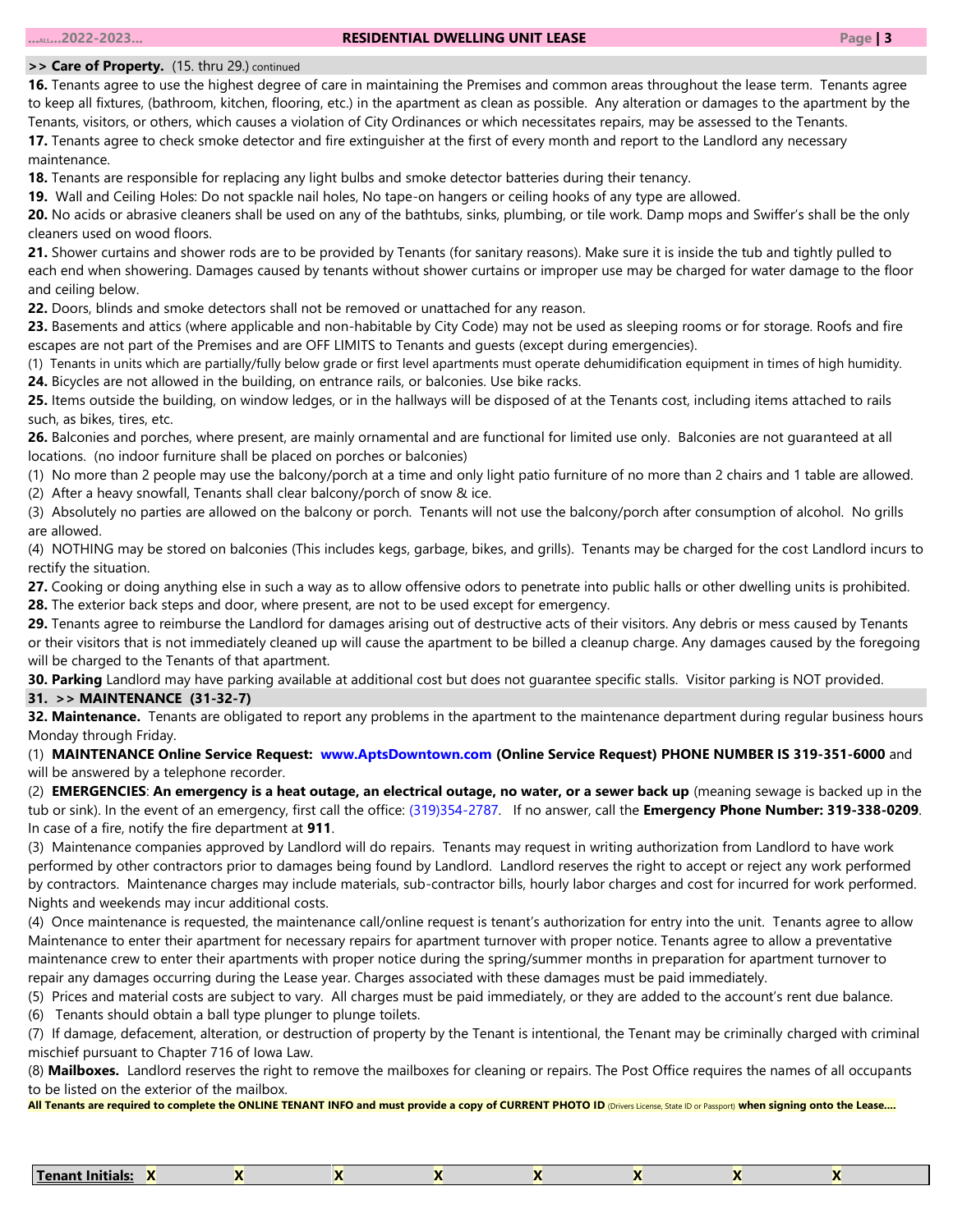**>> Care of Property.** (15. thru 29.) continued

**16.** Tenants agree to use the highest degree of care in maintaining the Premises and common areas throughout the lease term. Tenants agree to keep all fixtures, (bathroom, kitchen, flooring, etc.) in the apartment as clean as possible. Any alteration or damages to the apartment by the Tenants, visitors, or others, which causes a violation of City Ordinances or which necessitates repairs, may be assessed to the Tenants.

**17.** Tenants agree to check smoke detector and fire extinguisher at the first of every month and report to the Landlord any necessary maintenance.

**18.** Tenants are responsible for replacing any light bulbs and smoke detector batteries during their tenancy.

**19.** Wall and Ceiling Holes: Do not spackle nail holes, No tape-on hangers or ceiling hooks of any type are allowed.

**20.** No acids or abrasive cleaners shall be used on any of the bathtubs, sinks, plumbing, or tile work. Damp mops and Swiffer's shall be the only cleaners used on wood floors.

**21.** Shower curtains and shower rods are to be provided by Tenants (for sanitary reasons). Make sure it is inside the tub and tightly pulled to each end when showering. Damages caused by tenants without shower curtains or improper use may be charged for water damage to the floor and ceiling below.

**22.** Doors, blinds and smoke detectors shall not be removed or unattached for any reason.

**23.** Basements and attics (where applicable and non-habitable by City Code) may not be used as sleeping rooms or for storage. Roofs and fire escapes are not part of the Premises and are OFF LIMITS to Tenants and guests (except during emergencies).

(1) Tenants in units which are partially/fully below grade or first level apartments must operate dehumidification equipment in times of high humidity.

**24.** Bicycles are not allowed in the building, on entrance rails, or balconies. Use bike racks.

**25.** Items outside the building, on window ledges, or in the hallways will be disposed of at the Tenants cost, including items attached to rails such, as bikes, tires, etc.

**26.** Balconies and porches, where present, are mainly ornamental and are functional for limited use only. Balconies are not guaranteed at all locations. (no indoor furniture shall be placed on porches or balconies)

(1) No more than 2 people may use the balcony/porch at a time and only light patio furniture of no more than 2 chairs and 1 table are allowed.

(2) After a heavy snowfall, Tenants shall clear balcony/porch of snow & ice.

(3) Absolutely no parties are allowed on the balcony or porch. Tenants will not use the balcony/porch after consumption of alcohol. No grills are allowed.

(4) NOTHING may be stored on balconies (This includes kegs, garbage, bikes, and grills). Tenants may be charged for the cost Landlord incurs to rectify the situation.

**27.** Cooking or doing anything else in such a way as to allow offensive odors to penetrate into public halls or other dwelling units is prohibited.

**28.** The exterior back steps and door, where present, are not to be used except for emergency.

**29.** Tenants agree to reimburse the Landlord for damages arising out of destructive acts of their visitors. Any debris or mess caused by Tenants or their visitors that is not immediately cleaned up will cause the apartment to be billed a cleanup charge. Any damages caused by the foregoing will be charged to the Tenants of that apartment.

**30. Parking** Landlord may have parking available at additional cost but does not guarantee specific stalls. Visitor parking is NOT provided.

**31. >> MAINTENANCE (31-32-7)**

**32. Maintenance.** Tenants are obligated to report any problems in the apartment to the maintenance department during regular business hours Monday through Friday.

(1) **MAINTENANCE Online Service Request: www.AptsDowntown.com (Online Service Request) PHONE NUMBER IS 319-351-6000** and will be answered by a telephone recorder.

(2) **EMERGENCIES**: **An emergency is a heat outage, an electrical outage, no water, or a sewer back up** (meaning sewage is backed up in the tub or sink). In the event of an emergency, first call the office: (319)354-2787. If no answer, call the **Emergency Phone Number: 319-338-0209**. In case of a fire, notify the fire department at **911**.

(3) Maintenance companies approved by Landlord will do repairs. Tenants may request in writing authorization from Landlord to have work performed by other contractors prior to damages being found by Landlord. Landlord reserves the right to accept or reject any work performed by contractors. Maintenance charges may include materials, sub-contractor bills, hourly labor charges and cost for incurred for work performed. Nights and weekends may incur additional costs.

(4) Once maintenance is requested, the maintenance call/online request is tenant's authorization for entry into the unit. Tenants agree to allow Maintenance to enter their apartment for necessary repairs for apartment turnover with proper notice. Tenants agree to allow a preventative maintenance crew to enter their apartments with proper notice during the spring/summer months in preparation for apartment turnover to repair any damages occurring during the Lease year. Charges associated with these damages must be paid immediately.

(5) Prices and material costs are subject to vary. All charges must be paid immediately, or they are added to the account's rent due balance.

(6) Tenants should obtain a ball type plunger to plunge toilets.

(7) If damage, defacement, alteration, or destruction of property by the Tenant is intentional, the Tenant may be criminally charged with criminal mischief pursuant to Chapter 716 of Iowa Law.

(8) **Mailboxes.** Landlord reserves the right to remove the mailboxes for cleaning or repairs. The Post Office requires the names of all occupants to be listed on the exterior of the mailbox.

**All Tenants are required to complete the ONLINE TENANT INFO and must provide a copy of CURRENT PHOTO ID** (Drivers License, State ID or Passport) **when signing onto the Lease….**

| **Tenant Initials:** X | X | X | X | X | X | X | X |
|---|---|---|---|---|---|---|---|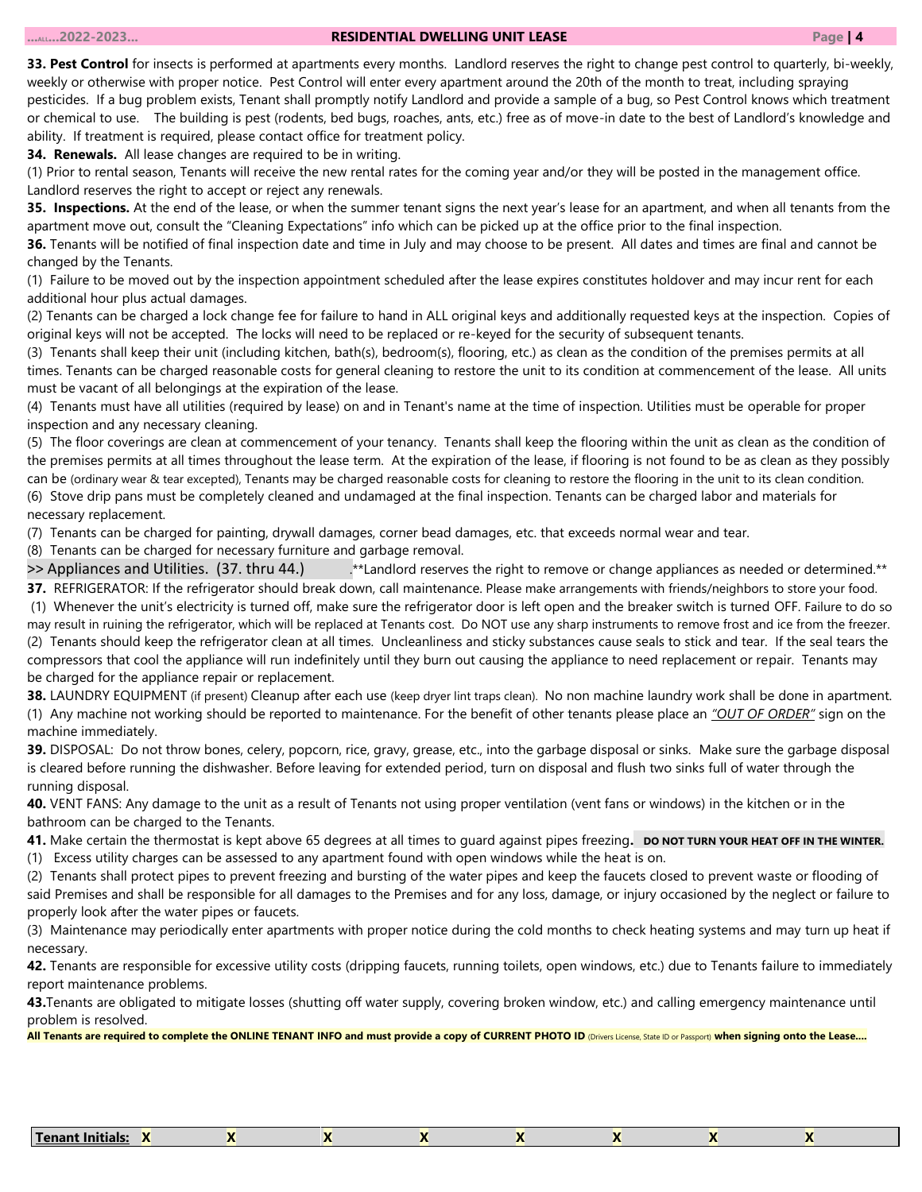**33. Pest Control** for insects is performed at apartments every months. Landlord reserves the right to change pest control to quarterly, bi-weekly, weekly or otherwise with proper notice. Pest Control will enter every apartment around the 20th of the month to treat, including spraying pesticides. If a bug problem exists, Tenant shall promptly notify Landlord and provide a sample of a bug, so Pest Control knows which treatment or chemical to use. The building is pest (rodents, bed bugs, roaches, ants, etc.) free as of move-in date to the best of Landlord's knowledge and ability. If treatment is required, please contact office for treatment policy.

**34. Renewals.** All lease changes are required to be in writing.

(1) Prior to rental season, Tenants will receive the new rental rates for the coming year and/or they will be posted in the management office. Landlord reserves the right to accept or reject any renewals.

**35. Inspections.** At the end of the lease, or when the summer tenant signs the next year's lease for an apartment, and when all tenants from the apartment move out, consult the "Cleaning Expectations" info which can be picked up at the office prior to the final inspection.

**36.** Tenants will be notified of final inspection date and time in July and may choose to be present. All dates and times are final and cannot be changed by the Tenants.

(1) Failure to be moved out by the inspection appointment scheduled after the lease expires constitutes holdover and may incur rent for each additional hour plus actual damages.

(2) Tenants can be charged a lock change fee for failure to hand in ALL original keys and additionally requested keys at the inspection. Copies of original keys will not be accepted. The locks will need to be replaced or re-keyed for the security of subsequent tenants.

(3) Tenants shall keep their unit (including kitchen, bath(s), bedroom(s), flooring, etc.) as clean as the condition of the premises permits at all times. Tenants can be charged reasonable costs for general cleaning to restore the unit to its condition at commencement of the lease. All units must be vacant of all belongings at the expiration of the lease.

(4) Tenants must have all utilities (required by lease) on and in Tenant's name at the time of inspection. Utilities must be operable for proper inspection and any necessary cleaning.

(5) The floor coverings are clean at commencement of your tenancy. Tenants shall keep the flooring within the unit as clean as the condition of the premises permits at all times throughout the lease term. At the expiration of the lease, if flooring is not found to be as clean as they possibly can be (ordinary wear & tear excepted), Tenants may be charged reasonable costs for cleaning to restore the flooring in the unit to its clean condition.

(6) Stove drip pans must be completely cleaned and undamaged at the final inspection. Tenants can be charged labor and materials for necessary replacement.

(7) Tenants can be charged for painting, drywall damages, corner bead damages, etc. that exceeds normal wear and tear.

(8) Tenants can be charged for necessary furniture and garbage removal.

>> Appliances and Utilities. (37. thru 44.) .**Landlord reserves the right to remove or change appliances as needed or determined.**

**37.** REFRIGERATOR: If the refrigerator should break down, call maintenance. Please make arrangements with friends/neighbors to store your food.

(1) Whenever the unit's electricity is turned off, make sure the refrigerator door is left open and the breaker switch is turned OFF. Failure to do so may result in ruining the refrigerator, which will be replaced at Tenants cost. Do NOT use any sharp instruments to remove frost and ice from the freezer.

(2) Tenants should keep the refrigerator clean at all times. Uncleanliness and sticky substances cause seals to stick and tear. If the seal tears the compressors that cool the appliance will run indefinitely until they burn out causing the appliance to need replacement or repair. Tenants may be charged for the appliance repair or replacement.

**38.** LAUNDRY EQUIPMENT (if present) Cleanup after each use (keep dryer lint traps clean). No non machine laundry work shall be done in apartment.

(1) Any machine not working should be reported to maintenance. For the benefit of other tenants please place an *<u>"OUT OF ORDER"</u>* sign on the machine immediately.

**39.** DISPOSAL: Do not throw bones, celery, popcorn, rice, gravy, grease, etc., into the garbage disposal or sinks. Make sure the garbage disposal is cleared before running the dishwasher. Before leaving for extended period, turn on disposal and flush two sinks full of water through the running disposal.

**40.** VENT FANS: Any damage to the unit as a result of Tenants not using proper ventilation (vent fans or windows) in the kitchen or in the bathroom can be charged to the Tenants.

**41.** Make certain the thermostat is kept above 65 degrees at all times to guard against pipes freezing**. DO NOT TURN YOUR HEAT OFF IN THE WINTER.**

(1) Excess utility charges can be assessed to any apartment found with open windows while the heat is on.

(2) Tenants shall protect pipes to prevent freezing and bursting of the water pipes and keep the faucets closed to prevent waste or flooding of said Premises and shall be responsible for all damages to the Premises and for any loss, damage, or injury occasioned by the neglect or failure to properly look after the water pipes or faucets.

(3) Maintenance may periodically enter apartments with proper notice during the cold months to check heating systems and may turn up heat if necessary.

**42.** Tenants are responsible for excessive utility costs (dripping faucets, running toilets, open windows, etc.) due to Tenants failure to immediately report maintenance problems.

**43.**Tenants are obligated to mitigate losses (shutting off water supply, covering broken window, etc.) and calling emergency maintenance until problem is resolved.

**All Tenants are required to complete the ONLINE TENANT INFO and must provide a copy of CURRENT PHOTO ID (Drivers License, State ID or Passport) when signing onto the Lease....**

| <u>Tenant Initials:</u> X | X | X | X | X | X | X | X |
|---|---|---|---|---|---|---|---|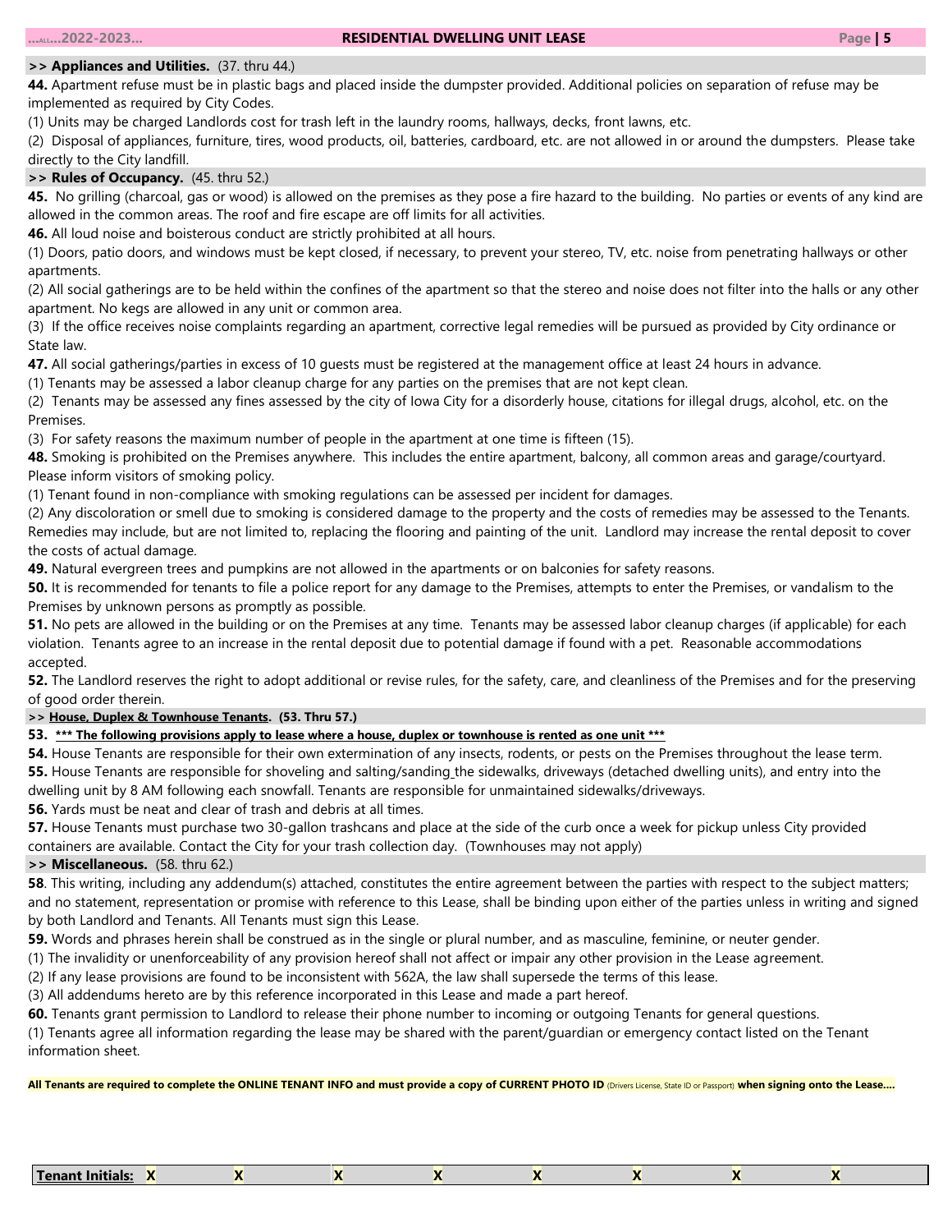**>> Appliances and Utilities.** (37. thru 44.)

**44.** Apartment refuse must be in plastic bags and placed inside the dumpster provided. Additional policies on separation of refuse may be implemented as required by City Codes.

(1) Units may be charged Landlords cost for trash left in the laundry rooms, hallways, decks, front lawns, etc.

(2) Disposal of appliances, furniture, tires, wood products, oil, batteries, cardboard, etc. are not allowed in or around the dumpsters. Please take directly to the City landfill.

**>> Rules of Occupancy.** (45. thru 52.)

**45.** No grilling (charcoal, gas or wood) is allowed on the premises as they pose a fire hazard to the building. No parties or events of any kind are allowed in the common areas. The roof and fire escape are off limits for all activities.

**46.** All loud noise and boisterous conduct are strictly prohibited at all hours.

(1) Doors, patio doors, and windows must be kept closed, if necessary, to prevent your stereo, TV, etc. noise from penetrating hallways or other apartments.

(2) All social gatherings are to be held within the confines of the apartment so that the stereo and noise does not filter into the halls or any other apartment. No kegs are allowed in any unit or common area.

(3) If the office receives noise complaints regarding an apartment, corrective legal remedies will be pursued as provided by City ordinance or State law.

**47.** All social gatherings/parties in excess of 10 guests must be registered at the management office at least 24 hours in advance.

(1) Tenants may be assessed a labor cleanup charge for any parties on the premises that are not kept clean.

(2) Tenants may be assessed any fines assessed by the city of Iowa City for a disorderly house, citations for illegal drugs, alcohol, etc. on the Premises.

(3) For safety reasons the maximum number of people in the apartment at one time is fifteen (15).

**48.** Smoking is prohibited on the Premises anywhere. This includes the entire apartment, balcony, all common areas and garage/courtyard. Please inform visitors of smoking policy.

(1) Tenant found in non-compliance with smoking regulations can be assessed per incident for damages.

(2) Any discoloration or smell due to smoking is considered damage to the property and the costs of remedies may be assessed to the Tenants. Remedies may include, but are not limited to, replacing the flooring and painting of the unit. Landlord may increase the rental deposit to cover the costs of actual damage.

**49.** Natural evergreen trees and pumpkins are not allowed in the apartments or on balconies for safety reasons.

**50.** It is recommended for tenants to file a police report for any damage to the Premises, attempts to enter the Premises, or vandalism to the Premises by unknown persons as promptly as possible.

**51.** No pets are allowed in the building or on the Premises at any time. Tenants may be assessed labor cleanup charges (if applicable) for each violation. Tenants agree to an increase in the rental deposit due to potential damage if found with a pet. Reasonable accommodations accepted.

**52.** The Landlord reserves the right to adopt additional or revise rules, for the safety, care, and cleanliness of the Premises and for the preserving of good order therein.

**>> <u>House, Duplex & Townhouse Tenants</u>. (53. Thru 57.)**

**53. <u>*** The following provisions apply to lease where a house, duplex or townhouse is rented as one unit ***</u>**

**54.** House Tenants are responsible for their own extermination of any insects, rodents, or pests on the Premises throughout the lease term.

**55.** House Tenants are responsible for shoveling and salting/sanding the sidewalks, driveways (detached dwelling units), and entry into the dwelling unit by 8 AM following each snowfall. Tenants are responsible for unmaintained sidewalks/driveways.

**56.** Yards must be neat and clear of trash and debris at all times.

**57.** House Tenants must purchase two 30-gallon trashcans and place at the side of the curb once a week for pickup unless City provided containers are available. Contact the City for your trash collection day. (Townhouses may not apply)

**>> Miscellaneous.** (58. thru 62.)

**58**. This writing, including any addendum(s) attached, constitutes the entire agreement between the parties with respect to the subject matters; and no statement, representation or promise with reference to this Lease, shall be binding upon either of the parties unless in writing and signed by both Landlord and Tenants. All Tenants must sign this Lease.

**59.** Words and phrases herein shall be construed as in the single or plural number, and as masculine, feminine, or neuter gender.

(1) The invalidity or unenforceability of any provision hereof shall not affect or impair any other provision in the Lease agreement.

(2) If any lease provisions are found to be inconsistent with 562A, the law shall supersede the terms of this lease.

(3) All addendums hereto are by this reference incorporated in this Lease and made a part hereof.

**60.** Tenants grant permission to Landlord to release their phone number to incoming or outgoing Tenants for general questions.

(1) Tenants agree all information regarding the lease may be shared with the parent/guardian or emergency contact listed on the Tenant information sheet.

**All Tenants are required to complete the ONLINE TENANT INFO and must provide a copy of CURRENT PHOTO ID** (Drivers License, State ID or Passport) **when signing onto the Lease….**

| <u>Tenant Initials:</u> X | X | X | X | X | X | X | X |
|---|---|---|---|---|---|---|---|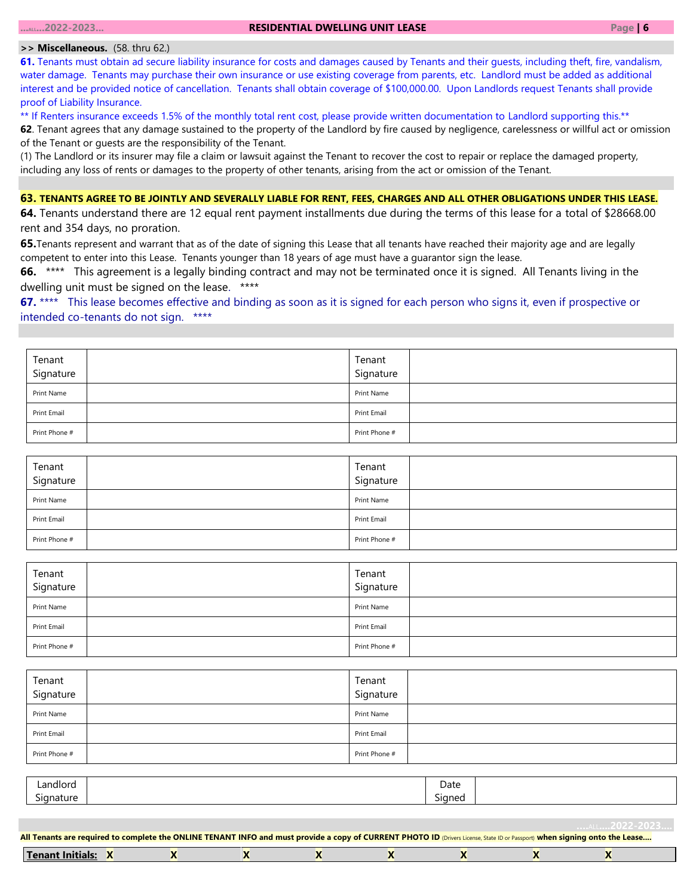**>> Miscellaneous.** (58. thru 62.)

**61.** Tenants must obtain ad secure liability insurance for costs and damages caused by Tenants and their guests, including theft, fire, vandalism, water damage. Tenants may purchase their own insurance or use existing coverage from parents, etc. Landlord must be added as additional interest and be provided notice of cancellation. Tenants shall obtain coverage of $100,000.00. Upon Landlords request Tenants shall provide proof of Liability Insurance.

** If Renters insurance exceeds 1.5% of the monthly total rent cost, please provide written documentation to Landlord supporting this.**

**62**. Tenant agrees that any damage sustained to the property of the Landlord by fire caused by negligence, carelessness or willful act or omission of the Tenant or guests are the responsibility of the Tenant.

(1) The Landlord or its insurer may file a claim or lawsuit against the Tenant to recover the cost to repair or replace the damaged property, including any loss of rents or damages to the property of other tenants, arising from the act or omission of the Tenant.

**63. TENANTS AGREE TO BE JOINTLY AND SEVERALLY LIABLE FOR RENT, FEES, CHARGES AND ALL OTHER OBLIGATIONS UNDER THIS LEASE.**

**64.** Tenants understand there are 12 equal rent payment installments due during the terms of this lease for a total of $28668.00 rent and 354 days, no proration.

**65.**Tenants represent and warrant that as of the date of signing this Lease that all tenants have reached their majority age and are legally competent to enter into this Lease. Tenants younger than 18 years of age must have a guarantor sign the lease.

**66.** **** This agreement is a legally binding contract and may not be terminated once it is signed. All Tenants living in the dwelling unit must be signed on the lease. ****

**67.** **** This lease becomes effective and binding as soon as it is signed for each person who signs it, even if prospective or intended co-tenants do not sign. ****

| Tenant Signature | | Tenant Signature | |
|---|---|---|---|
| Print Name | | Print Name | |
| Print Email | | Print Email | |
| Print Phone # | | Print Phone # | |

| Tenant Signature | | Tenant Signature | |
|---|---|---|---|
| Print Name | | Print Name | |
| Print Email | | Print Email | |
| Print Phone # | | Print Phone # | |

| Tenant Signature | | Tenant Signature | |
|---|---|---|---|
| Print Name | | Print Name | |
| Print Email | | Print Email | |
| Print Phone # | | Print Phone # | |

| Tenant Signature | | Tenant Signature | |
|---|---|---|---|
| Print Name | | Print Name | |
| Print Email | | Print Email | |
| Print Phone # | | Print Phone # | |

| Landlord Signature | | Date Signed | |
|---|---|---|---|

**All Tenants are required to complete the ONLINE TENANT INFO and must provide a copy of CURRENT PHOTO ID** (Drivers License, State ID or Passport) **when signing onto the Lease....**

**Tenant Initials: X X X X X X X X**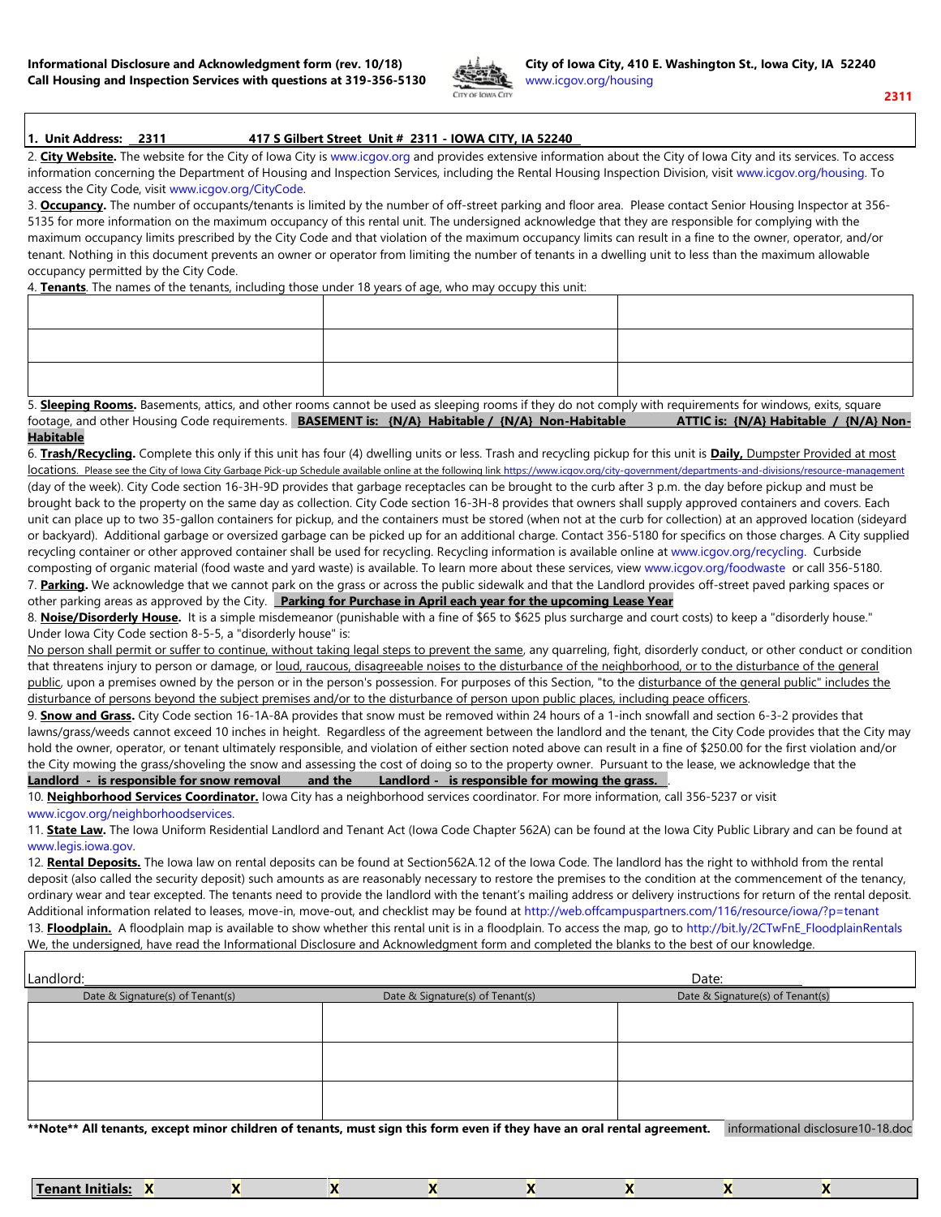**Informational Disclosure and Acknowledgment form (rev. 10/18)**
**Call Housing and Inspection Services with questions at 319-356-5130**

**City of Iowa City, 410 E. Washington St., Iowa City, IA 52240**
www.icgov.org/housing

**2311**

**1. Unit Address: 2311 417 S Gilbert Street Unit # 2311 - IOWA CITY, IA 52240**

2. **City Website.** The website for the City of Iowa City is www.icgov.org and provides extensive information about the City of Iowa City and its services. To access information concerning the Department of Housing and Inspection Services, including the Rental Housing Inspection Division, visit www.icgov.org/housing. To access the City Code, visit www.icgov.org/CityCode.

3. **Occupancy.** The number of occupants/tenants is limited by the number of off-street parking and floor area. Please contact Senior Housing Inspector at 356-5135 for more information on the maximum occupancy of this rental unit. The undersigned acknowledge that they are responsible for complying with the maximum occupancy limits prescribed by the City Code and that violation of the maximum occupancy limits can result in a fine to the owner, operator, and/or tenant. Nothing in this document prevents an owner or operator from limiting the number of tenants in a dwelling unit to less than the maximum allowable occupancy permitted by the City Code.

4. **Tenants**. The names of the tenants, including those under 18 years of age, who may occupy this unit:

| | | |
|---|---|---|
| | | |
| | | |
| | | |

5. **Sleeping Rooms.** Basements, attics, and other rooms cannot be used as sleeping rooms if they do not comply with requirements for windows, exits, square footage, and other Housing Code requirements. **BASEMENT is: {N/A} Habitable / {N/A} Non-Habitable ATTIC is: {N/A} Habitable / {N/A} Non-Habitable**

6. **Trash/Recycling.** Complete this only if this unit has four (4) dwelling units or less. Trash and recycling pickup for this unit is **Daily,** Dumpster Provided at most locations. Please see the City of Iowa City Garbage Pick-up Schedule available online at the following link https://www.icgov.org/city-government/departments-and-divisions/resource-management (day of the week). City Code section 16-3H-9D provides that garbage receptacles can be brought to the curb after 3 p.m. the day before pickup and must be brought back to the property on the same day as collection. City Code section 16-3H-8 provides that owners shall supply approved containers and covers. Each unit can place up to two 35-gallon containers for pickup, and the containers must be stored (when not at the curb for collection) at an approved location (sideyard or backyard). Additional garbage or oversized garbage can be picked up for an additional charge. Contact 356-5180 for specifics on those charges. A City supplied recycling container or other approved container shall be used for recycling. Recycling information is available online at www.icgov.org/recycling. Curbside composting of organic material (food waste and yard waste) is available. To learn more about these services, view www.icgov.org/foodwaste or call 356-5180.

7. **Parking.** We acknowledge that we cannot park on the grass or across the public sidewalk and that the Landlord provides off-street paved parking spaces or other parking areas as approved by the City. **Parking for Purchase in April each year for the upcoming Lease Year**

8. **Noise/Disorderly House.** It is a simple misdemeanor (punishable with a fine of $65 to $625 plus surcharge and court costs) to keep a "disorderly house." Under Iowa City Code section 8-5-5, a "disorderly house" is:
No person shall permit or suffer to continue, without taking legal steps to prevent the same, any quarreling, fight, disorderly conduct, or other conduct or condition that threatens injury to person or damage, or loud, raucous, disagreeable noises to the disturbance of the neighborhood, or to the disturbance of the general public, upon a premises owned by the person or in the person's possession. For purposes of this Section, "to the disturbance of the general public" includes the disturbance of persons beyond the subject premises and/or to the disturbance of person upon public places, including peace officers.

9. **Snow and Grass.** City Code section 16-1A-8A provides that snow must be removed within 24 hours of a 1-inch snowfall and section 6-3-2 provides that lawns/grass/weeds cannot exceed 10 inches in height. Regardless of the agreement between the landlord and the tenant, the City Code provides that the City may hold the owner, operator, or tenant ultimately responsible, and violation of either section noted above can result in a fine of $250.00 for the first violation and/or the City mowing the grass/shoveling the snow and assessing the cost of doing so to the property owner. Pursuant to the lease, we acknowledge that the **Landlord - is responsible for snow removal and the Landlord - is responsible for mowing the grass.**

10. **Neighborhood Services Coordinator.** Iowa City has a neighborhood services coordinator. For more information, call 356-5237 or visit www.icgov.org/neighborhoodservices.

11. **State Law.** The Iowa Uniform Residential Landlord and Tenant Act (Iowa Code Chapter 562A) can be found at the Iowa City Public Library and can be found at www.legis.iowa.gov.

12. **Rental Deposits.** The Iowa law on rental deposits can be found at Section562A.12 of the Iowa Code. The landlord has the right to withhold from the rental deposit (also called the security deposit) such amounts as are reasonably necessary to restore the premises to the condition at the commencement of the tenancy, ordinary wear and tear excepted. The tenants need to provide the landlord with the tenant's mailing address or delivery instructions for return of the rental deposit. Additional information related to leases, move-in, move-out, and checklist may be found at http://web.offcampuspartners.com/116/resource/iowa/?p=tenant

13. **Floodplain.** A floodplain map is available to show whether this rental unit is in a floodplain. To access the map, go to http://bit.ly/2CTwFnE_FloodplainRentals

We, the undersigned, have read the Informational Disclosure and Acknowledgment form and completed the blanks to the best of our knowledge.

Landlord:______________________________ Date:__________

| Date & Signature(s) of Tenant(s) | Date & Signature(s) of Tenant(s) | Date & Signature(s) of Tenant(s) |
|---|---|---|
| | | |
| | | |
| | | |

****Note** All tenants, except minor children of tenants, must sign this form even if they have an oral rental agreement.** informational disclosure10-18.doc

**Tenant Initials: X X X X X X X X**